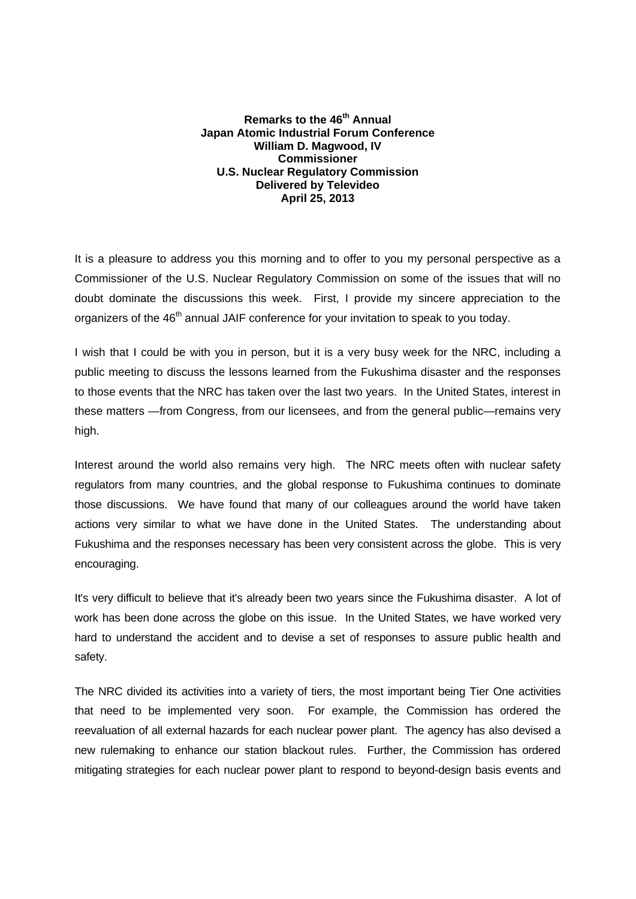**Remarks to the 46th Annual**
**Japan Atomic Industrial Forum Conference**
**William D. Magwood, IV**
**Commissioner**
**U.S. Nuclear Regulatory Commission**
**Delivered by Televideo**
**April 25, 2013**

It is a pleasure to address you this morning and to offer to you my personal perspective as a Commissioner of the U.S. Nuclear Regulatory Commission on some of the issues that will no doubt dominate the discussions this week. First, I provide my sincere appreciation to the organizers of the 46th annual JAIF conference for your invitation to speak to you today.

I wish that I could be with you in person, but it is a very busy week for the NRC, including a public meeting to discuss the lessons learned from the Fukushima disaster and the responses to those events that the NRC has taken over the last two years. In the United States, interest in these matters —from Congress, from our licensees, and from the general public—remains very high.

Interest around the world also remains very high. The NRC meets often with nuclear safety regulators from many countries, and the global response to Fukushima continues to dominate those discussions. We have found that many of our colleagues around the world have taken actions very similar to what we have done in the United States. The understanding about Fukushima and the responses necessary has been very consistent across the globe. This is very encouraging.

It's very difficult to believe that it's already been two years since the Fukushima disaster. A lot of work has been done across the globe on this issue. In the United States, we have worked very hard to understand the accident and to devise a set of responses to assure public health and safety.

The NRC divided its activities into a variety of tiers, the most important being Tier One activities that need to be implemented very soon. For example, the Commission has ordered the reevaluation of all external hazards for each nuclear power plant. The agency has also devised a new rulemaking to enhance our station blackout rules. Further, the Commission has ordered mitigating strategies for each nuclear power plant to respond to beyond-design basis events and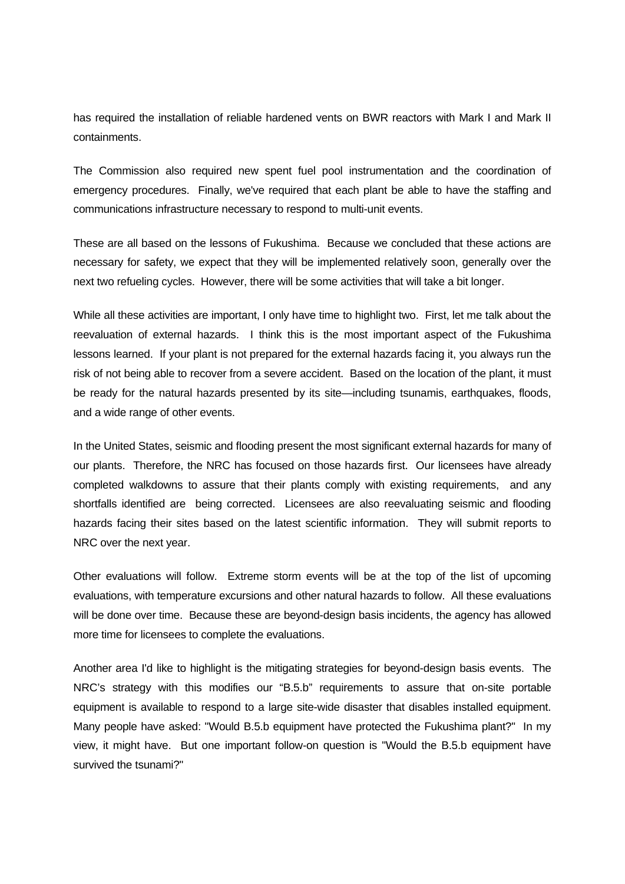has required the installation of reliable hardened vents on BWR reactors with Mark I and Mark II containments.

The Commission also required new spent fuel pool instrumentation and the coordination of emergency procedures. Finally, we've required that each plant be able to have the staffing and communications infrastructure necessary to respond to multi-unit events.

These are all based on the lessons of Fukushima. Because we concluded that these actions are necessary for safety, we expect that they will be implemented relatively soon, generally over the next two refueling cycles. However, there will be some activities that will take a bit longer.

While all these activities are important, I only have time to highlight two. First, let me talk about the reevaluation of external hazards. I think this is the most important aspect of the Fukushima lessons learned. If your plant is not prepared for the external hazards facing it, you always run the risk of not being able to recover from a severe accident. Based on the location of the plant, it must be ready for the natural hazards presented by its site—including tsunamis, earthquakes, floods, and a wide range of other events.

In the United States, seismic and flooding present the most significant external hazards for many of our plants. Therefore, the NRC has focused on those hazards first. Our licensees have already completed walkdowns to assure that their plants comply with existing requirements, and any shortfalls identified are being corrected. Licensees are also reevaluating seismic and flooding hazards facing their sites based on the latest scientific information. They will submit reports to NRC over the next year.

Other evaluations will follow. Extreme storm events will be at the top of the list of upcoming evaluations, with temperature excursions and other natural hazards to follow. All these evaluations will be done over time. Because these are beyond-design basis incidents, the agency has allowed more time for licensees to complete the evaluations.

Another area I'd like to highlight is the mitigating strategies for beyond-design basis events. The NRC's strategy with this modifies our "B.5.b" requirements to assure that on-site portable equipment is available to respond to a large site-wide disaster that disables installed equipment. Many people have asked: "Would B.5.b equipment have protected the Fukushima plant?" In my view, it might have. But one important follow-on question is "Would the B.5.b equipment have survived the tsunami?"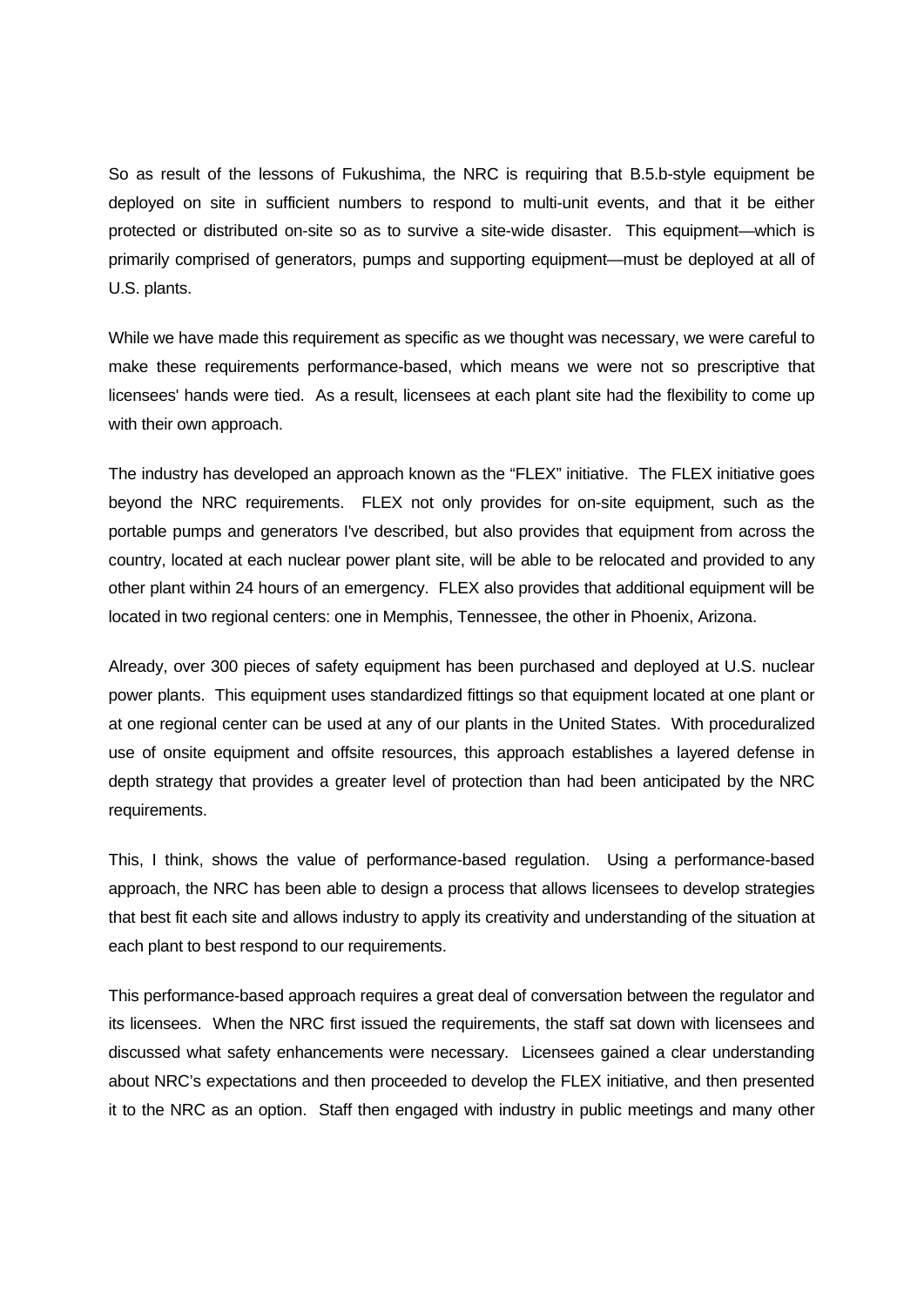So as result of the lessons of Fukushima, the NRC is requiring that B.5.b-style equipment be deployed on site in sufficient numbers to respond to multi-unit events, and that it be either protected or distributed on-site so as to survive a site-wide disaster. This equipment—which is primarily comprised of generators, pumps and supporting equipment—must be deployed at all of U.S. plants.

While we have made this requirement as specific as we thought was necessary, we were careful to make these requirements performance-based, which means we were not so prescriptive that licensees' hands were tied. As a result, licensees at each plant site had the flexibility to come up with their own approach.

The industry has developed an approach known as the "FLEX" initiative. The FLEX initiative goes beyond the NRC requirements. FLEX not only provides for on-site equipment, such as the portable pumps and generators I've described, but also provides that equipment from across the country, located at each nuclear power plant site, will be able to be relocated and provided to any other plant within 24 hours of an emergency. FLEX also provides that additional equipment will be located in two regional centers: one in Memphis, Tennessee, the other in Phoenix, Arizona.

Already, over 300 pieces of safety equipment has been purchased and deployed at U.S. nuclear power plants. This equipment uses standardized fittings so that equipment located at one plant or at one regional center can be used at any of our plants in the United States. With proceduralized use of onsite equipment and offsite resources, this approach establishes a layered defense in depth strategy that provides a greater level of protection than had been anticipated by the NRC requirements.

This, I think, shows the value of performance-based regulation. Using a performance-based approach, the NRC has been able to design a process that allows licensees to develop strategies that best fit each site and allows industry to apply its creativity and understanding of the situation at each plant to best respond to our requirements.

This performance-based approach requires a great deal of conversation between the regulator and its licensees. When the NRC first issued the requirements, the staff sat down with licensees and discussed what safety enhancements were necessary. Licensees gained a clear understanding about NRC's expectations and then proceeded to develop the FLEX initiative, and then presented it to the NRC as an option. Staff then engaged with industry in public meetings and many other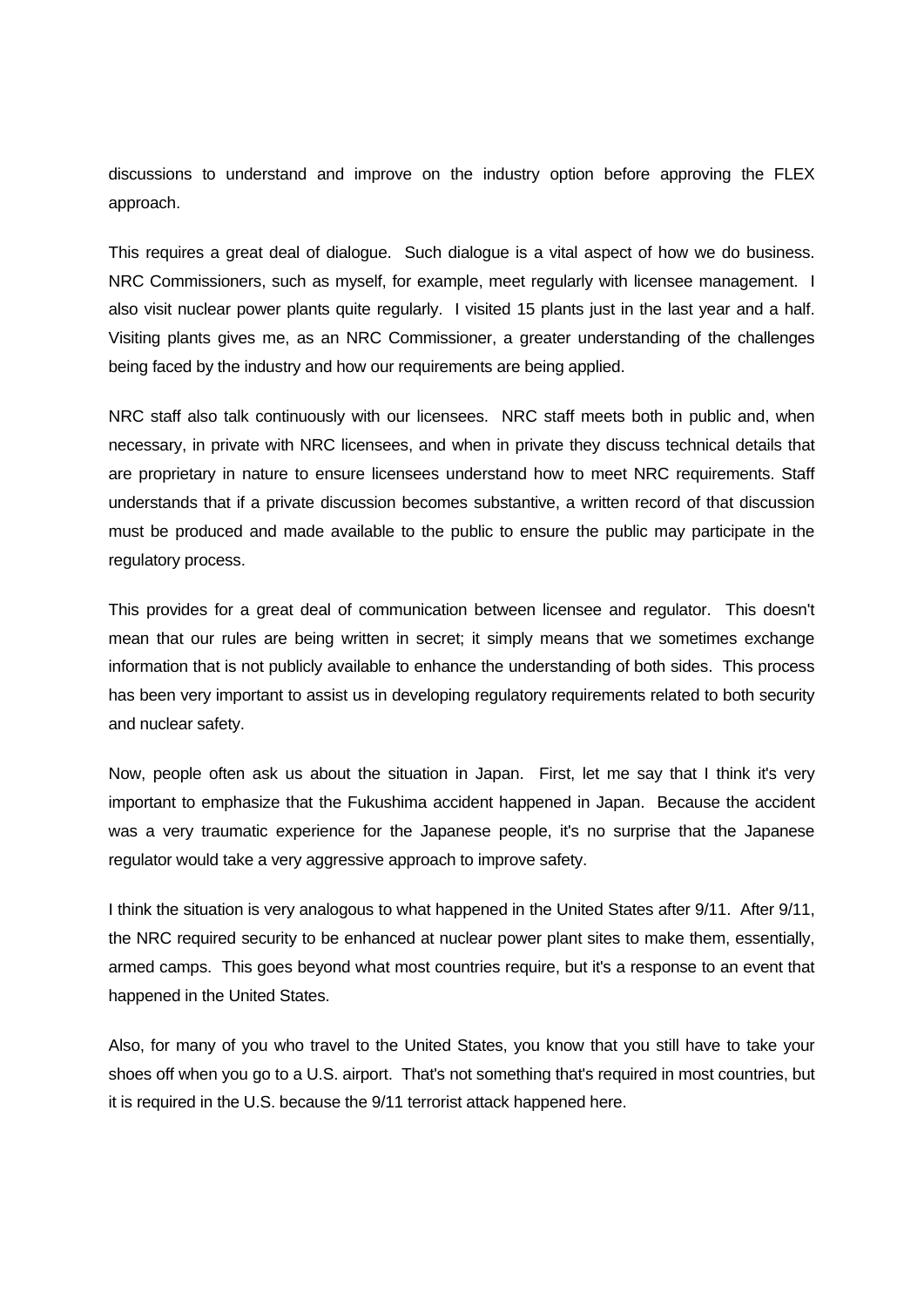discussions to understand and improve on the industry option before approving the FLEX approach.

This requires a great deal of dialogue. Such dialogue is a vital aspect of how we do business. NRC Commissioners, such as myself, for example, meet regularly with licensee management. I also visit nuclear power plants quite regularly. I visited 15 plants just in the last year and a half. Visiting plants gives me, as an NRC Commissioner, a greater understanding of the challenges being faced by the industry and how our requirements are being applied.

NRC staff also talk continuously with our licensees. NRC staff meets both in public and, when necessary, in private with NRC licensees, and when in private they discuss technical details that are proprietary in nature to ensure licensees understand how to meet NRC requirements. Staff understands that if a private discussion becomes substantive, a written record of that discussion must be produced and made available to the public to ensure the public may participate in the regulatory process.

This provides for a great deal of communication between licensee and regulator. This doesn't mean that our rules are being written in secret; it simply means that we sometimes exchange information that is not publicly available to enhance the understanding of both sides. This process has been very important to assist us in developing regulatory requirements related to both security and nuclear safety.

Now, people often ask us about the situation in Japan. First, let me say that I think it's very important to emphasize that the Fukushima accident happened in Japan. Because the accident was a very traumatic experience for the Japanese people, it's no surprise that the Japanese regulator would take a very aggressive approach to improve safety.

I think the situation is very analogous to what happened in the United States after 9/11. After 9/11, the NRC required security to be enhanced at nuclear power plant sites to make them, essentially, armed camps. This goes beyond what most countries require, but it's a response to an event that happened in the United States.

Also, for many of you who travel to the United States, you know that you still have to take your shoes off when you go to a U.S. airport. That's not something that's required in most countries, but it is required in the U.S. because the 9/11 terrorist attack happened here.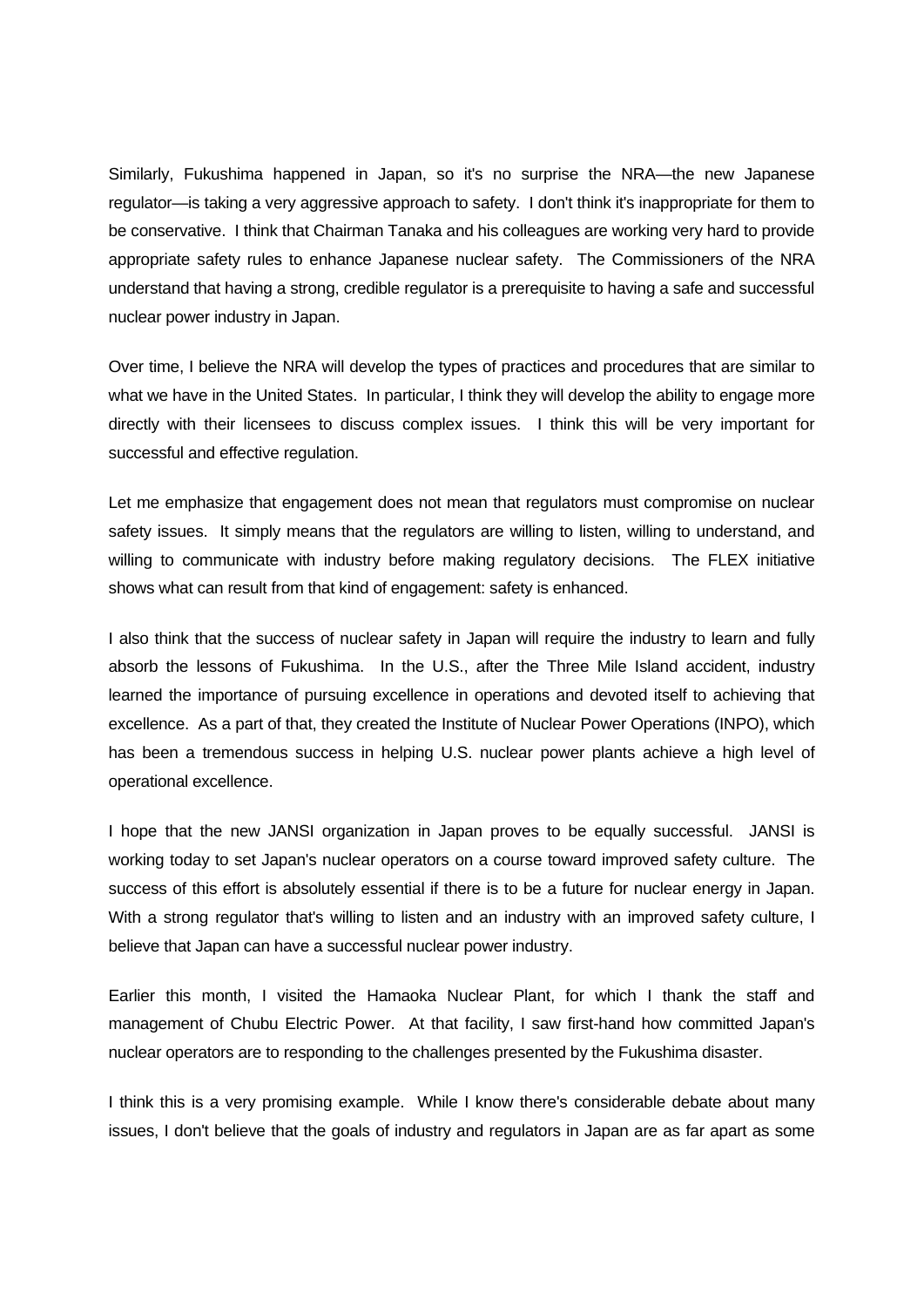Similarly, Fukushima happened in Japan, so it's no surprise the NRA—the new Japanese regulator—is taking a very aggressive approach to safety. I don't think it's inappropriate for them to be conservative. I think that Chairman Tanaka and his colleagues are working very hard to provide appropriate safety rules to enhance Japanese nuclear safety. The Commissioners of the NRA understand that having a strong, credible regulator is a prerequisite to having a safe and successful nuclear power industry in Japan.

Over time, I believe the NRA will develop the types of practices and procedures that are similar to what we have in the United States. In particular, I think they will develop the ability to engage more directly with their licensees to discuss complex issues. I think this will be very important for successful and effective regulation.

Let me emphasize that engagement does not mean that regulators must compromise on nuclear safety issues. It simply means that the regulators are willing to listen, willing to understand, and willing to communicate with industry before making regulatory decisions. The FLEX initiative shows what can result from that kind of engagement: safety is enhanced.

I also think that the success of nuclear safety in Japan will require the industry to learn and fully absorb the lessons of Fukushima. In the U.S., after the Three Mile Island accident, industry learned the importance of pursuing excellence in operations and devoted itself to achieving that excellence. As a part of that, they created the Institute of Nuclear Power Operations (INPO), which has been a tremendous success in helping U.S. nuclear power plants achieve a high level of operational excellence.

I hope that the new JANSI organization in Japan proves to be equally successful. JANSI is working today to set Japan's nuclear operators on a course toward improved safety culture. The success of this effort is absolutely essential if there is to be a future for nuclear energy in Japan. With a strong regulator that's willing to listen and an industry with an improved safety culture, I believe that Japan can have a successful nuclear power industry.

Earlier this month, I visited the Hamaoka Nuclear Plant, for which I thank the staff and management of Chubu Electric Power. At that facility, I saw first-hand how committed Japan's nuclear operators are to responding to the challenges presented by the Fukushima disaster.

I think this is a very promising example. While I know there's considerable debate about many issues, I don't believe that the goals of industry and regulators in Japan are as far apart as some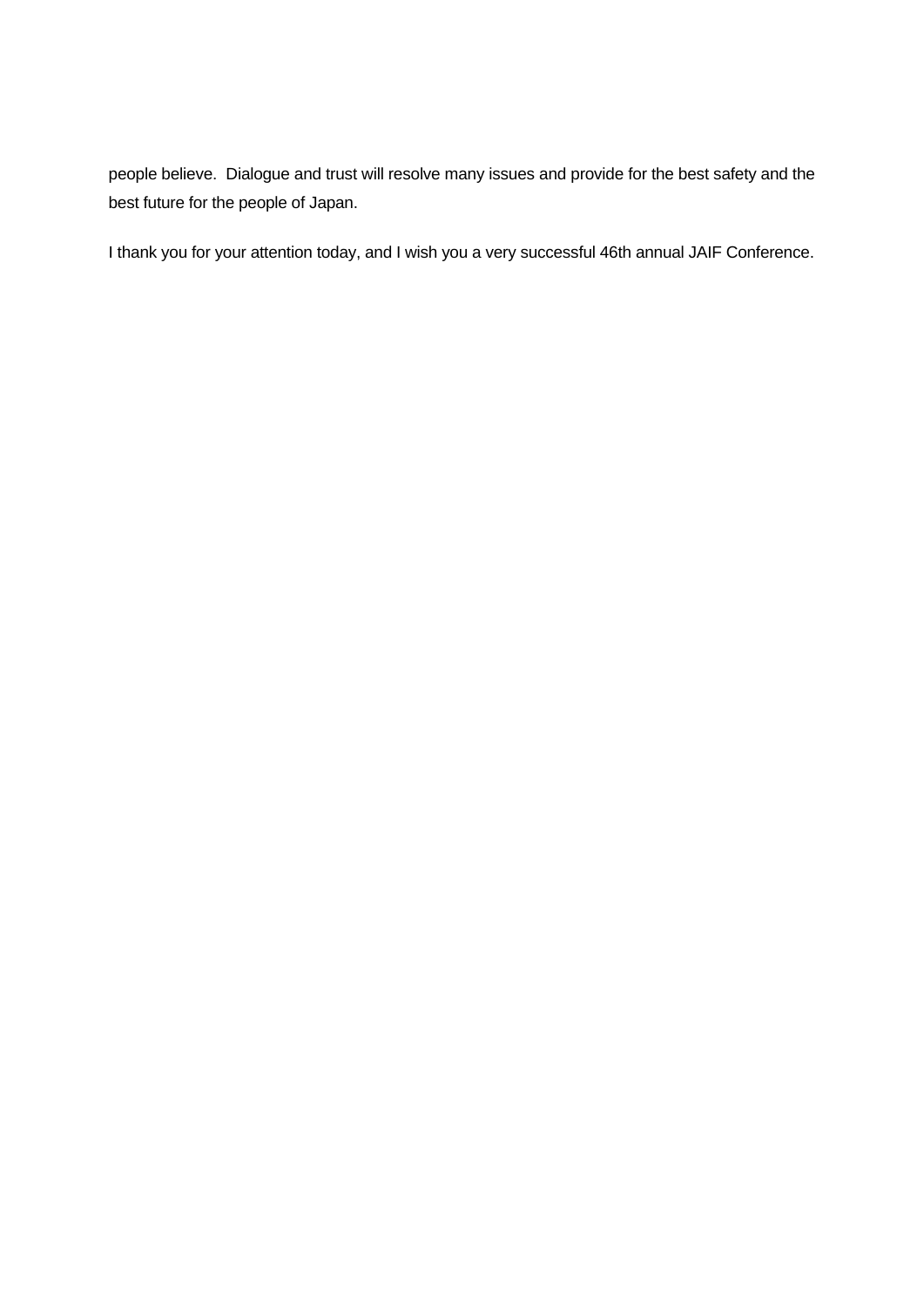people believe.  Dialogue and trust will resolve many issues and provide for the best safety and the best future for the people of Japan.

I thank you for your attention today, and I wish you a very successful 46th annual JAIF Conference.